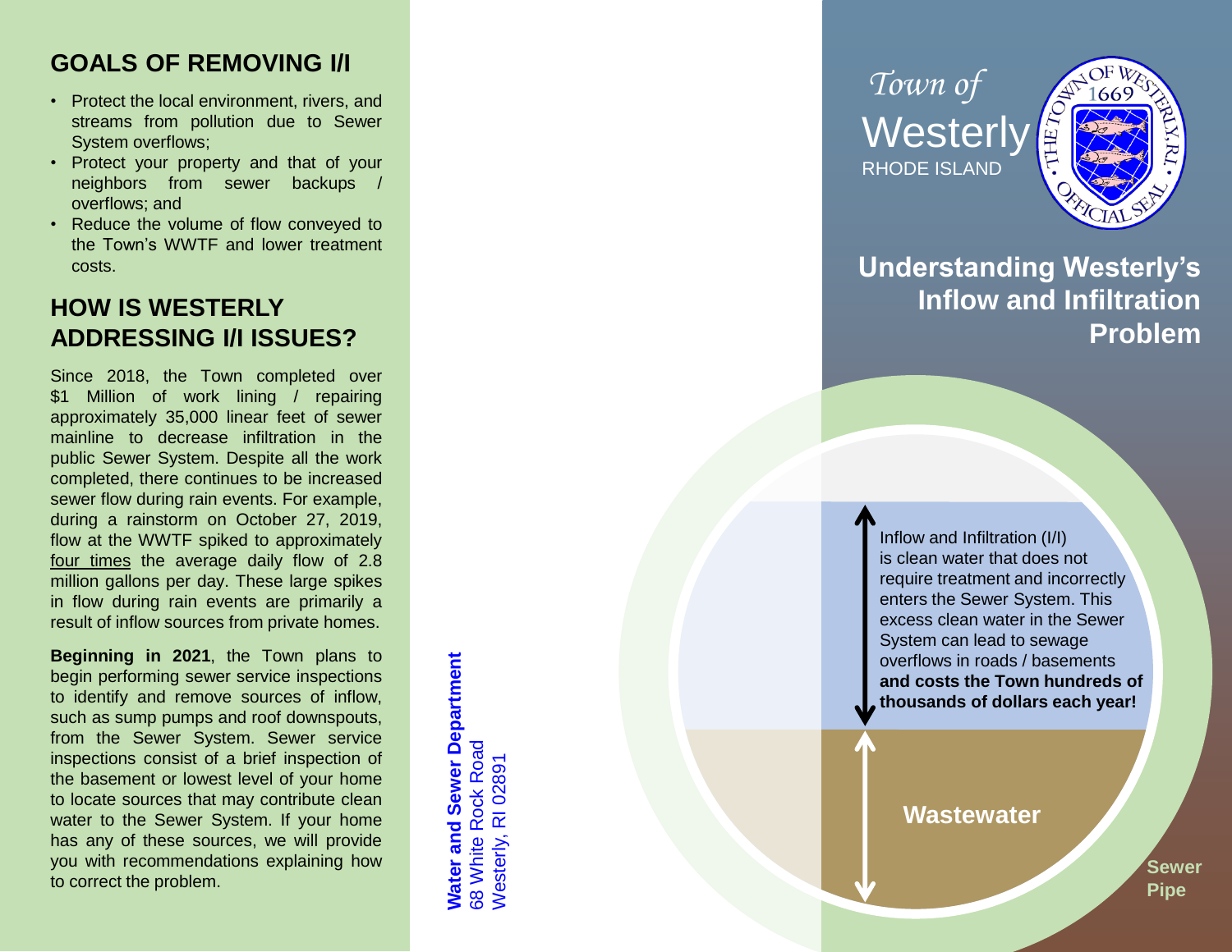## GOALS OF REMOVING I/I

- Protect the local environment, rivers, and streams from pollution due to Sewer System overflows;
- Protect your property and that of your neighbors from sewer backups / overflows; and
- Reduce the volume of flow conveyed to the Town's WWTF and lower treatment costs.

## HOW IS WESTERLY ADDRESSING I/I ISSUES?

Since 2018, the Town completed over $1 Million of work lining / repairing approximately 35,000 linear feet of sewer mainline to decrease infiltration in the public Sewer System. Despite all the work completed, there continues to be increased sewer flow during rain events. For example, during a rainstorm on October 27, 2019, flow at the WWTF spiked to approximately four times the average daily flow of 2.8 million gallons per day. These large spikes in flow during rain events are primarily a result of inflow sources from private homes.

**Beginning in 2021**, the Town plans to begin performing sewer service inspections to identify and remove sources of inflow, such as sump pumps and roof downspouts, from the Sewer System. Sewer service inspections consist of a brief inspection of the basement or lowest level of your home to locate sources that may contribute clean water to the Sewer System. If your home has any of these sources, we will provide you with recommendations explaining how to correct the problem.

**Water and Sewer Department**
68 White Rock Road
Westerly, RI 02891

*Town of*
Westerly
RHODE ISLAND

# Understanding Westerly's Inflow and Infiltration Problem

Inflow and Infiltration (I/I) is clean water that does not require treatment and incorrectly enters the Sewer System. This excess clean water in the Sewer System can lead to sewage overflows in roads / basements **and costs the Town hundreds of thousands of dollars each year!**

**Wastewater**

**Sewer Pipe**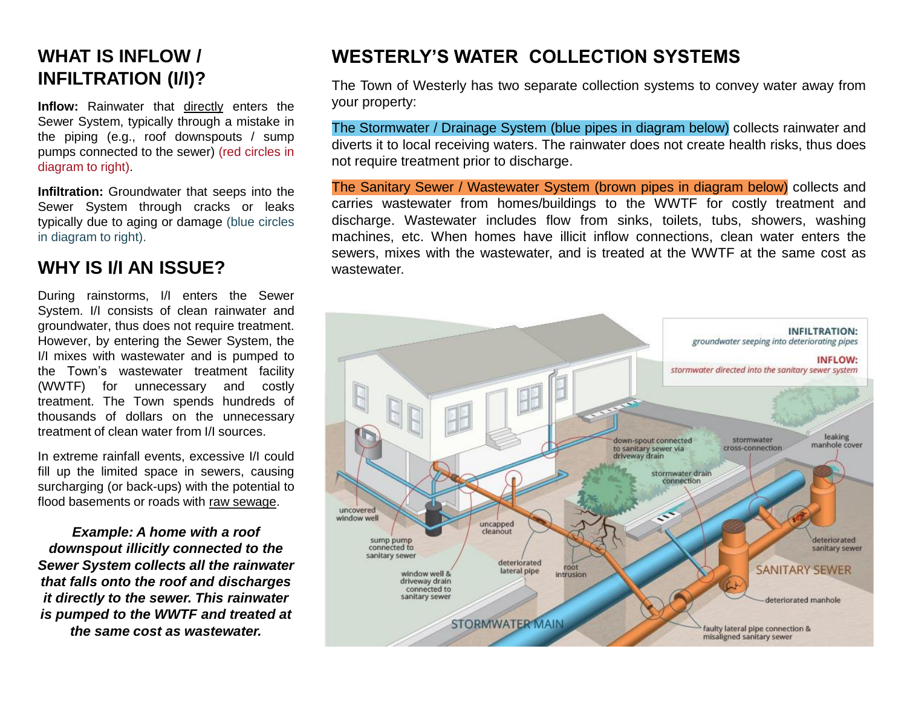## WHAT IS INFLOW / INFILTRATION (I/I)?

**Inflow:** Rainwater that directly enters the Sewer System, typically through a mistake in the piping (e.g., roof downspouts / sump pumps connected to the sewer) (red circles in diagram to right).

**Infiltration:** Groundwater that seeps into the Sewer System through cracks or leaks typically due to aging or damage (blue circles in diagram to right).

## WHY IS I/I AN ISSUE?

During rainstorms, I/I enters the Sewer System. I/I consists of clean rainwater and groundwater, thus does not require treatment. However, by entering the Sewer System, the I/I mixes with wastewater and is pumped to the Town's wastewater treatment facility (WWTF) for unnecessary and costly treatment. The Town spends hundreds of thousands of dollars on the unnecessary treatment of clean water from I/I sources.

In extreme rainfall events, excessive I/I could fill up the limited space in sewers, causing surcharging (or back-ups) with the potential to flood basements or roads with raw sewage.

***Example: A home with a roof downspout illicitly connected to the Sewer System collects all the rainwater that falls onto the roof and discharges it directly to the sewer. This rainwater is pumped to the WWTF and treated at the same cost as wastewater.***

## WESTERLY'S WATER COLLECTION SYSTEMS

The Town of Westerly has two separate collection systems to convey water away from your property:

The Stormwater / Drainage System (blue pipes in diagram below) collects rainwater and diverts it to local receiving waters. The rainwater does not create health risks, thus does not require treatment prior to discharge.

The Sanitary Sewer / Wastewater System (brown pipes in diagram below) collects and carries wastewater from homes/buildings to the WWTF for costly treatment and discharge. Wastewater includes flow from sinks, toilets, tubs, showers, washing machines, etc. When homes have illicit inflow connections, clean water enters the sewers, mixes with the wastewater, and is treated at the WWTF at the same cost as wastewater.

INFILTRATION: groundwater seeping into deteriorating pipes

INFLOW: stormwater directed into the sanitary sewer system

down-spout connected to sanitary sewer via driveway drain

stormwater cross-connection

leaking manhole cover

stormwater drain connection

uncovered window well

uncapped cleanout

sump pump connected to sanitary sewer

deteriorated lateral pipe

root intrusion

deteriorated sanitary sewer

window well & driveway drain connected to sanitary sewer

SANITARY SEWER

deteriorated manhole

STORMWATER MAIN

faulty lateral pipe connection & misaligned sanitary sewer